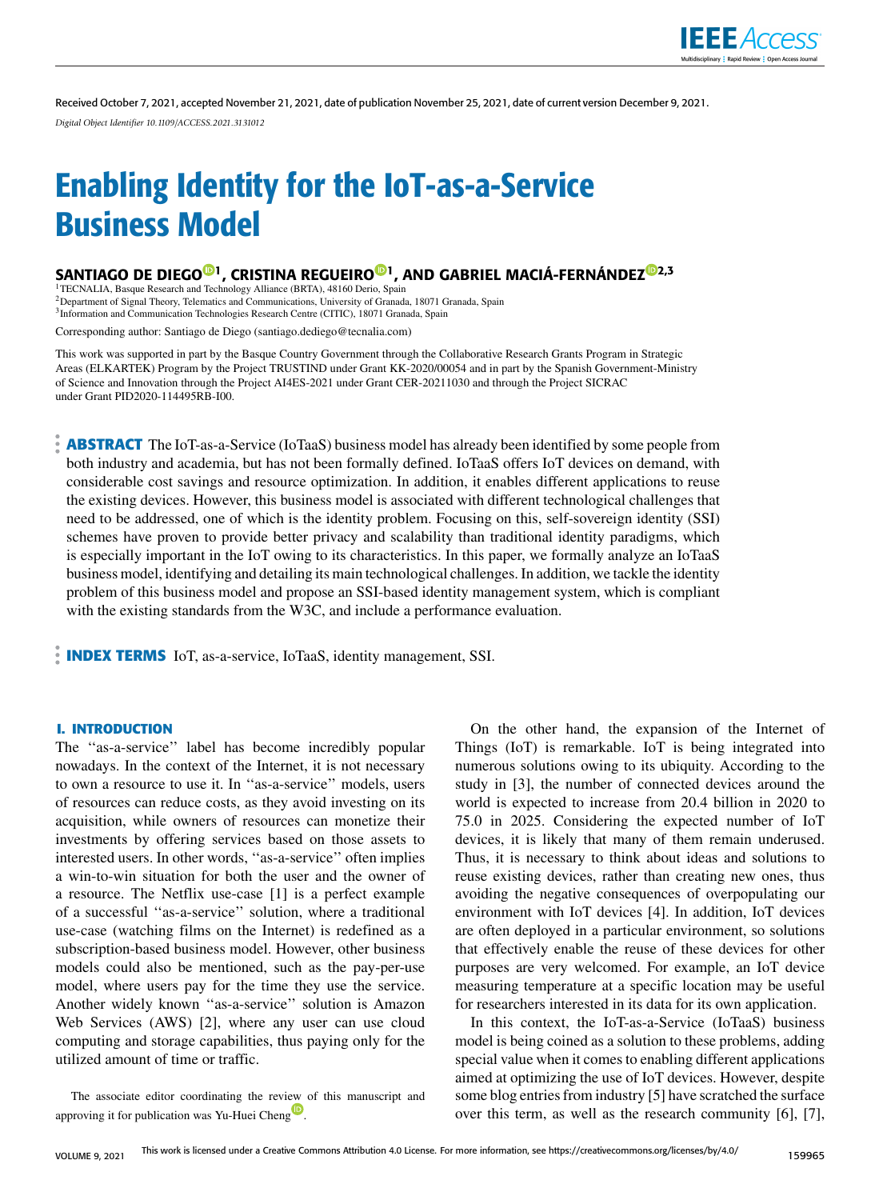Received October 7, 2021, accepted November 21, 2021, date of publication November 25, 2021, date of current version December 9, 2021.

*Digital Object Identifier 10.1109/ACCESS.2021.3131012*

# Enabling Identity for the IoT-as-a-Service Business Model

**SANTIAGO DE DIEGO[1], CRISTINA REGUEIRO[1], AND GABRIEL MACIÁ-FERNÁNDEZ[2,3]**

[1]TECNALIA, Basque Research and Technology Alliance (BRTA), 48160 Derio, Spain
[2]Department of Signal Theory, Telematics and Communications, University of Granada, 18071 Granada, Spain
[3]Information and Communication Technologies Research Centre (CITIC), 18071 Granada, Spain

Corresponding author: Santiago de Diego (santiago.dediego@tecnalia.com)

This work was supported in part by the Basque Country Government through the Collaborative Research Grants Program in Strategic Areas (ELKARTEK) Program by the Project TRUSTIND under Grant KK-2020/00054 and in part by the Spanish Government-Ministry of Science and Innovation through the Project AI4ES-2021 under Grant CER-20211030 and through the Project SICRAC under Grant PID2020-114495RB-I00.

**ABSTRACT** The IoT-as-a-Service (IoTaaS) business model has already been identified by some people from both industry and academia, but has not been formally defined. IoTaaS offers IoT devices on demand, with considerable cost savings and resource optimization. In addition, it enables different applications to reuse the existing devices. However, this business model is associated with different technological challenges that need to be addressed, one of which is the identity problem. Focusing on this, self-sovereign identity (SSI) schemes have proven to provide better privacy and scalability than traditional identity paradigms, which is especially important in the IoT owing to its characteristics. In this paper, we formally analyze an IoTaaS business model, identifying and detailing its main technological challenges. In addition, we tackle the identity problem of this business model and propose an SSI-based identity management system, which is compliant with the existing standards from the W3C, and include a performance evaluation.

**INDEX TERMS** IoT, as-a-service, IoTaaS, identity management, SSI.

## I. INTRODUCTION

The ''as-a-service'' label has become incredibly popular nowadays. In the context of the Internet, it is not necessary to own a resource to use it. In ''as-a-service'' models, users of resources can reduce costs, as they avoid investing on its acquisition, while owners of resources can monetize their investments by offering services based on those assets to interested users. In other words, ''as-a-service'' often implies a win-to-win situation for both the user and the owner of a resource. The Netflix use-case [1] is a perfect example of a successful ''as-a-service'' solution, where a traditional use-case (watching films on the Internet) is redefined as a subscription-based business model. However, other business models could also be mentioned, such as the pay-per-use model, where users pay for the time they use the service. Another widely known ''as-a-service'' solution is Amazon Web Services (AWS) [2], where any user can use cloud computing and storage capabilities, thus paying only for the utilized amount of time or traffic.

On the other hand, the expansion of the Internet of Things (IoT) is remarkable. IoT is being integrated into numerous solutions owing to its ubiquity. According to the study in [3], the number of connected devices around the world is expected to increase from 20.4 billion in 2020 to 75.0 in 2025. Considering the expected number of IoT devices, it is likely that many of them remain underused. Thus, it is necessary to think about ideas and solutions to reuse existing devices, rather than creating new ones, thus avoiding the negative consequences of overpopulating our environment with IoT devices [4]. In addition, IoT devices are often deployed in a particular environment, so solutions that effectively enable the reuse of these devices for other purposes are very welcomed. For example, an IoT device measuring temperature at a specific location may be useful for researchers interested in its data for its own application.

In this context, the IoT-as-a-Service (IoTaaS) business model is being coined as a solution to these problems, adding special value when it comes to enabling different applications aimed at optimizing the use of IoT devices. However, despite some blog entries from industry [5] have scratched the surface over this term, as well as the research community [6], [7],

The associate editor coordinating the review of this manuscript and approving it for publication was Yu-Huei Cheng.

This work is licensed under a Creative Commons Attribution 4.0 License. For more information, see https://creativecommons.org/licenses/by/4.0/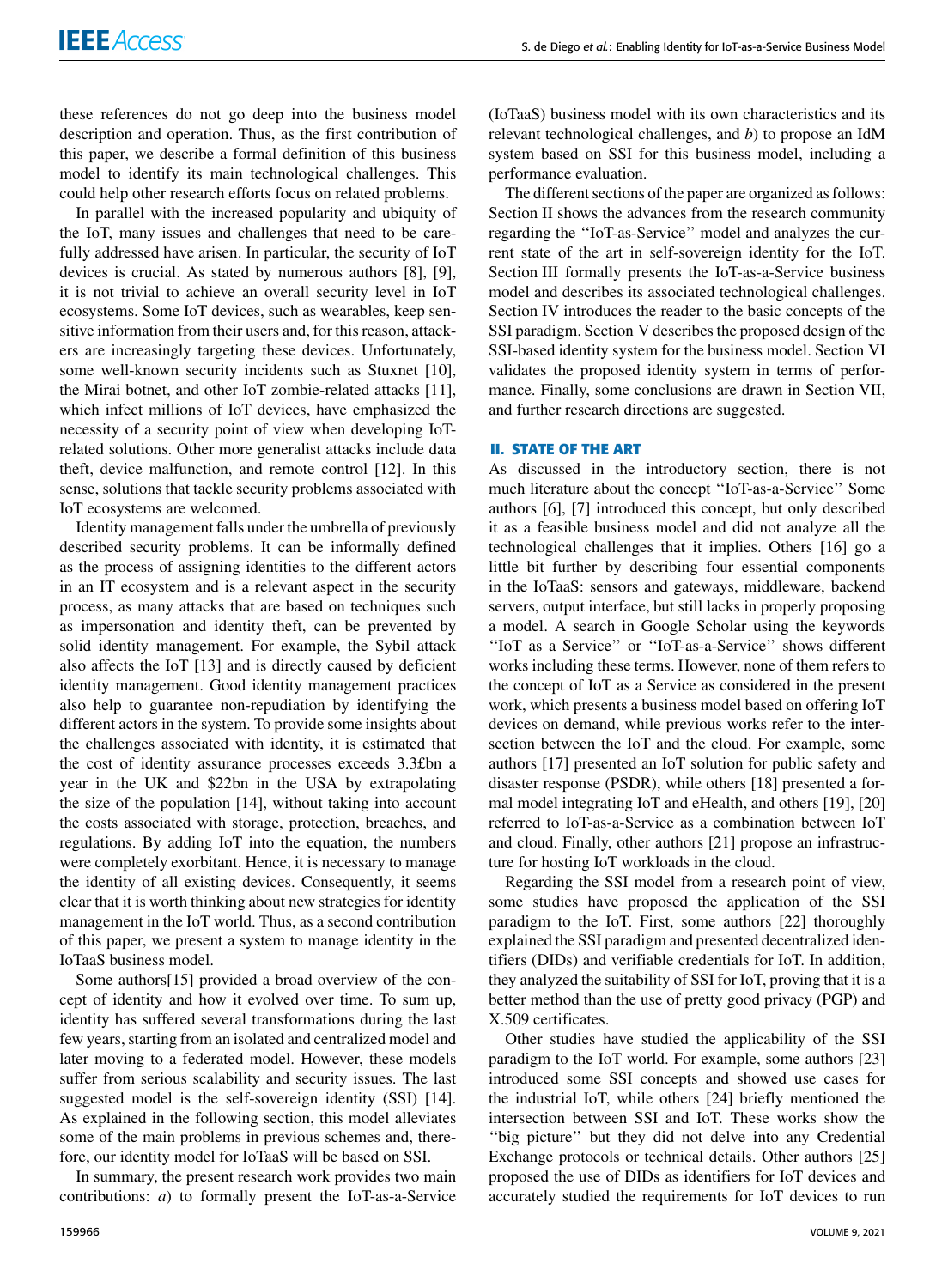these references do not go deep into the business model description and operation. Thus, as the first contribution of this paper, we describe a formal definition of this business model to identify its main technological challenges. This could help other research efforts focus on related problems.

In parallel with the increased popularity and ubiquity of the IoT, many issues and challenges that need to be carefully addressed have arisen. In particular, the security of IoT devices is crucial. As stated by numerous authors [8], [9], it is not trivial to achieve an overall security level in IoT ecosystems. Some IoT devices, such as wearables, keep sensitive information from their users and, for this reason, attackers are increasingly targeting these devices. Unfortunately, some well-known security incidents such as Stuxnet [10], the Mirai botnet, and other IoT zombie-related attacks [11], which infect millions of IoT devices, have emphasized the necessity of a security point of view when developing IoT-related solutions. Other more generalist attacks include data theft, device malfunction, and remote control [12]. In this sense, solutions that tackle security problems associated with IoT ecosystems are welcomed.

Identity management falls under the umbrella of previously described security problems. It can be informally defined as the process of assigning identities to the different actors in an IT ecosystem and is a relevant aspect in the security process, as many attacks that are based on techniques such as impersonation and identity theft, can be prevented by solid identity management. For example, the Sybil attack also affects the IoT [13] and is directly caused by deficient identity management. Good identity management practices also help to guarantee non-repudiation by identifying the different actors in the system. To provide some insights about the challenges associated with identity, it is estimated that the cost of identity assurance processes exceeds 3.3£bn a year in the UK and $22bn in the USA by extrapolating the size of the population [14], without taking into account the costs associated with storage, protection, breaches, and regulations. By adding IoT into the equation, the numbers were completely exorbitant. Hence, it is necessary to manage the identity of all existing devices. Consequently, it seems clear that it is worth thinking about new strategies for identity management in the IoT world. Thus, as a second contribution of this paper, we present a system to manage identity in the IoTaaS business model.

Some authors[15] provided a broad overview of the concept of identity and how it evolved over time. To sum up, identity has suffered several transformations during the last few years, starting from an isolated and centralized model and later moving to a federated model. However, these models suffer from serious scalability and security issues. The last suggested model is the self-sovereign identity (SSI) [14]. As explained in the following section, this model alleviates some of the main problems in previous schemes and, therefore, our identity model for IoTaaS will be based on SSI.

In summary, the present research work provides two main contributions: *a*) to formally present the IoT-as-a-Service (IoTaaS) business model with its own characteristics and its relevant technological challenges, and *b*) to propose an IdM system based on SSI for this business model, including a performance evaluation.

The different sections of the paper are organized as follows: Section II shows the advances from the research community regarding the ''IoT-as-Service'' model and analyzes the current state of the art in self-sovereign identity for the IoT. Section III formally presents the IoT-as-a-Service business model and describes its associated technological challenges. Section IV introduces the reader to the basic concepts of the SSI paradigm. Section V describes the proposed design of the SSI-based identity system for the business model. Section VI validates the proposed identity system in terms of performance. Finally, some conclusions are drawn in Section VII, and further research directions are suggested.

## II. STATE OF THE ART

As discussed in the introductory section, there is not much literature about the concept ''IoT-as-a-Service'' Some authors [6], [7] introduced this concept, but only described it as a feasible business model and did not analyze all the technological challenges that it implies. Others [16] go a little bit further by describing four essential components in the IoTaaS: sensors and gateways, middleware, backend servers, output interface, but still lacks in properly proposing a model. A search in Google Scholar using the keywords ''IoT as a Service'' or ''IoT-as-a-Service'' shows different works including these terms. However, none of them refers to the concept of IoT as a Service as considered in the present work, which presents a business model based on offering IoT devices on demand, while previous works refer to the intersection between the IoT and the cloud. For example, some authors [17] presented an IoT solution for public safety and disaster response (PSDR), while others [18] presented a formal model integrating IoT and eHealth, and others [19], [20] referred to IoT-as-a-Service as a combination between IoT and cloud. Finally, other authors [21] propose an infrastructure for hosting IoT workloads in the cloud.

Regarding the SSI model from a research point of view, some studies have proposed the application of the SSI paradigm to the IoT. First, some authors [22] thoroughly explained the SSI paradigm and presented decentralized identifiers (DIDs) and verifiable credentials for IoT. In addition, they analyzed the suitability of SSI for IoT, proving that it is a better method than the use of pretty good privacy (PGP) and X.509 certificates.

Other studies have studied the applicability of the SSI paradigm to the IoT world. For example, some authors [23] introduced some SSI concepts and showed use cases for the industrial IoT, while others [24] briefly mentioned the intersection between SSI and IoT. These works show the ''big picture'' but they did not delve into any Credential Exchange protocols or technical details. Other authors [25] proposed the use of DIDs as identifiers for IoT devices and accurately studied the requirements for IoT devices to run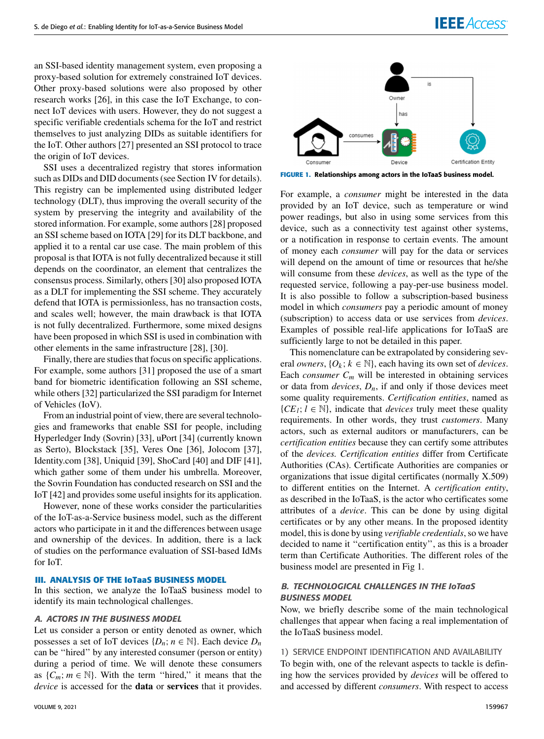an SSI-based identity management system, even proposing a proxy-based solution for extremely constrained IoT devices. Other proxy-based solutions were also proposed by other research works [26], in this case the IoT Exchange, to connect IoT devices with users. However, they do not suggest a specific verifiable credentials schema for the IoT and restrict themselves to just analyzing DIDs as suitable identifiers for the IoT. Other authors [27] presented an SSI protocol to trace the origin of IoT devices.

SSI uses a decentralized registry that stores information such as DIDs and DID documents (see Section IV for details). This registry can be implemented using distributed ledger technology (DLT), thus improving the overall security of the system by preserving the integrity and availability of the stored information. For example, some authors [28] proposed an SSI scheme based on IOTA [29] for its DLT backbone, and applied it to a rental car use case. The main problem of this proposal is that IOTA is not fully decentralized because it still depends on the coordinator, an element that centralizes the consensus process. Similarly, others [30] also proposed IOTA as a DLT for implementing the SSI scheme. They accurately defend that IOTA is permissionless, has no transaction costs, and scales well; however, the main drawback is that IOTA is not fully decentralized. Furthermore, some mixed designs have been proposed in which SSI is used in combination with other elements in the same infrastructure [28], [30].

Finally, there are studies that focus on specific applications. For example, some authors [31] proposed the use of a smart band for biometric identification following an SSI scheme, while others [32] particularized the SSI paradigm for Internet of Vehicles (IoV).

From an industrial point of view, there are several technologies and frameworks that enable SSI for people, including Hyperledger Indy (Sovrin) [33], uPort [34] (currently known as Serto), Blockstack [35], Veres One [36], Jolocom [37], Identity.com [38], Uniquid [39], ShoCard [40] and DIF [41], which gather some of them under his umbrella. Moreover, the Sovrin Foundation has conducted research on SSI and the IoT [42] and provides some useful insights for its application.

However, none of these works consider the particularities of the IoT-as-a-Service business model, such as the different actors who participate in it and the differences between usage and ownership of the devices. In addition, there is a lack of studies on the performance evaluation of SSI-based IdMs for IoT.

## III. ANALYSIS OF THE IoTaaS BUSINESS MODEL

In this section, we analyze the IoTaaS business model to identify its main technological challenges.

### A. ACTORS IN THE BUSINESS MODEL

Let us consider a person or entity denoted as owner, which possesses a set of IoT devices $\{D_n; n \in \mathbb{N}\}$. Each device $D_n$ can be "hired" by any interested consumer (person or entity) during a period of time. We will denote these consumers as $\{C_m; m \in \mathbb{N}\}$. With the term "hired," it means that the *device* is accessed for the **data** or **services** that it provides.

FIGURE 1. Relationships among actors in the IoTaaS business model.

For example, a *consumer* might be interested in the data provided by an IoT device, such as temperature or wind power readings, but also in using some services from this device, such as a connectivity test against other systems, or a notification in response to certain events. The amount of money each *consumer* will pay for the data or services will depend on the amount of time or resources that he/she will consume from these *devices*, as well as the type of the requested service, following a pay-per-use business model. It is also possible to follow a subscription-based business model in which *consumers* pay a periodic amount of money (subscription) to access data or use services from *devices*. Examples of possible real-life applications for IoTaaS are sufficiently large to not be detailed in this paper.

This nomenclature can be extrapolated by considering several *owners*, $\{O_k; k \in \mathbb{N}\}$, each having its own set of *devices*. Each *consumer* $C_m$ will be interested in obtaining services or data from *devices*, $D_n$, if and only if those devices meet some quality requirements. *Certification entities*, named as $\{CE_l; l \in \mathbb{N}\}$, indicate that *devices* truly meet these quality requirements. In other words, they trust *customers*. Many actors, such as external auditors or manufacturers, can be *certification entities* because they can certify some attributes of the *devices*. *Certification entities* differ from Certificate Authorities (CAs). Certificate Authorities are companies or organizations that issue digital certificates (normally X.509) to different entities on the Internet. A *certification entity*, as described in the IoTaaS, is the actor who certificates some attributes of a *device*. This can be done by using digital certificates or by any other means. In the proposed identity model, this is done by using *verifiable credentials*, so we have decided to name it "certification entity", as this is a broader term than Certificate Authorities. The different roles of the business model are presented in Fig 1.

### B. TECHNOLOGICAL CHALLENGES IN THE IoTaaS BUSINESS MODEL

Now, we briefly describe some of the main technological challenges that appear when facing a real implementation of the IoTaaS business model.

#### 1) SERVICE ENDPOINT IDENTIFICATION AND AVAILABILITY

To begin with, one of the relevant aspects to tackle is defining how the services provided by *devices* will be offered to and accessed by different *consumers*. With respect to access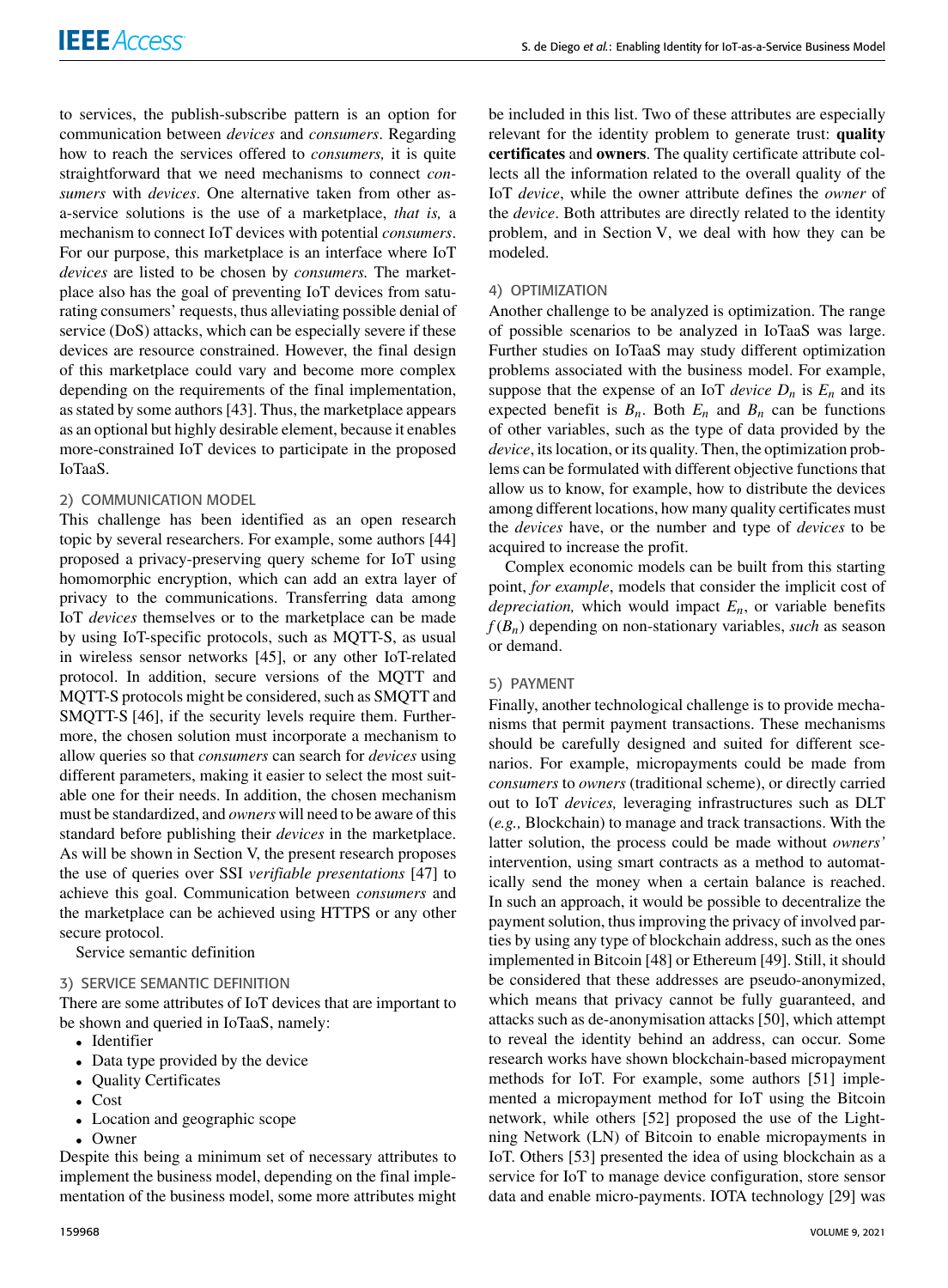to services, the publish-subscribe pattern is an option for communication between *devices* and *consumers*. Regarding how to reach the services offered to *consumers,* it is quite straightforward that we need mechanisms to connect *consumers* with *devices*. One alternative taken from other as-a-service solutions is the use of a marketplace, *that is,* a mechanism to connect IoT devices with potential *consumers*. For our purpose, this marketplace is an interface where IoT *devices* are listed to be chosen by *consumers.* The marketplace also has the goal of preventing IoT devices from saturating consumers' requests, thus alleviating possible denial of service (DoS) attacks, which can be especially severe if these devices are resource constrained. However, the final design of this marketplace could vary and become more complex depending on the requirements of the final implementation, as stated by some authors [43]. Thus, the marketplace appears as an optional but highly desirable element, because it enables more-constrained IoT devices to participate in the proposed IoTaaS.

#### 2) COMMUNICATION MODEL

This challenge has been identified as an open research topic by several researchers. For example, some authors [44] proposed a privacy-preserving query scheme for IoT using homomorphic encryption, which can add an extra layer of privacy to the communications. Transferring data among IoT *devices* themselves or to the marketplace can be made by using IoT-specific protocols, such as MQTT-S, as usual in wireless sensor networks [45], or any other IoT-related protocol. In addition, secure versions of the MQTT and MQTT-S protocols might be considered, such as SMQTT and SMQTT-S [46], if the security levels require them. Furthermore, the chosen solution must incorporate a mechanism to allow queries so that *consumers* can search for *devices* using different parameters, making it easier to select the most suitable one for their needs. In addition, the chosen mechanism must be standardized, and *owners* will need to be aware of this standard before publishing their *devices* in the marketplace. As will be shown in Section V, the present research proposes the use of queries over SSI *verifiable presentations* [47] to achieve this goal. Communication between *consumers* and the marketplace can be achieved using HTTPS or any other secure protocol.

Service semantic definition

#### 3) SERVICE SEMANTIC DEFINITION

There are some attributes of IoT devices that are important to be shown and queried in IoTaaS, namely:

- Identifier
- Data type provided by the device
- Quality Certificates
- Cost
- Location and geographic scope
- Owner

Despite this being a minimum set of necessary attributes to implement the business model, depending on the final implementation of the business model, some more attributes might be included in this list. Two of these attributes are especially relevant for the identity problem to generate trust: **quality certificates** and **owners**. The quality certificate attribute collects all the information related to the overall quality of the IoT *device*, while the owner attribute defines the *owner* of the *device*. Both attributes are directly related to the identity problem, and in Section V, we deal with how they can be modeled.

#### 4) OPTIMIZATION

Another challenge to be analyzed is optimization. The range of possible scenarios to be analyzed in IoTaaS was large. Further studies on IoTaaS may study different optimization problems associated with the business model. For example, suppose that the expense of an IoT *device* $D_n$ is $E_n$ and its expected benefit is $B_n$. Both $E_n$ and $B_n$ can be functions of other variables, such as the type of data provided by the *device*, its location, or its quality. Then, the optimization problems can be formulated with different objective functions that allow us to know, for example, how to distribute the devices among different locations, how many quality certificates must the *devices* have, or the number and type of *devices* to be acquired to increase the profit.

Complex economic models can be built from this starting point, *for example*, models that consider the implicit cost of *depreciation,* which would impact $E_n$, or variable benefits $f(B_n)$ depending on non-stationary variables, *such* as season or demand.

#### 5) PAYMENT

Finally, another technological challenge is to provide mechanisms that permit payment transactions. These mechanisms should be carefully designed and suited for different scenarios. For example, micropayments could be made from *consumers* to *owners* (traditional scheme), or directly carried out to IoT *devices,* leveraging infrastructures such as DLT (*e.g.,* Blockchain) to manage and track transactions. With the latter solution, the process could be made without *owners'* intervention, using smart contracts as a method to automatically send the money when a certain balance is reached. In such an approach, it would be possible to decentralize the payment solution, thus improving the privacy of involved parties by using any type of blockchain address, such as the ones implemented in Bitcoin [48] or Ethereum [49]. Still, it should be considered that these addresses are pseudo-anonymized, which means that privacy cannot be fully guaranteed, and attacks such as de-anonymisation attacks [50], which attempt to reveal the identity behind an address, can occur. Some research works have shown blockchain-based micropayment methods for IoT. For example, some authors [51] implemented a micropayment method for IoT using the Bitcoin network, while others [52] proposed the use of the Lightning Network (LN) of Bitcoin to enable micropayments in IoT. Others [53] presented the idea of using blockchain as a service for IoT to manage device configuration, store sensor data and enable micro-payments. IOTA technology [29] was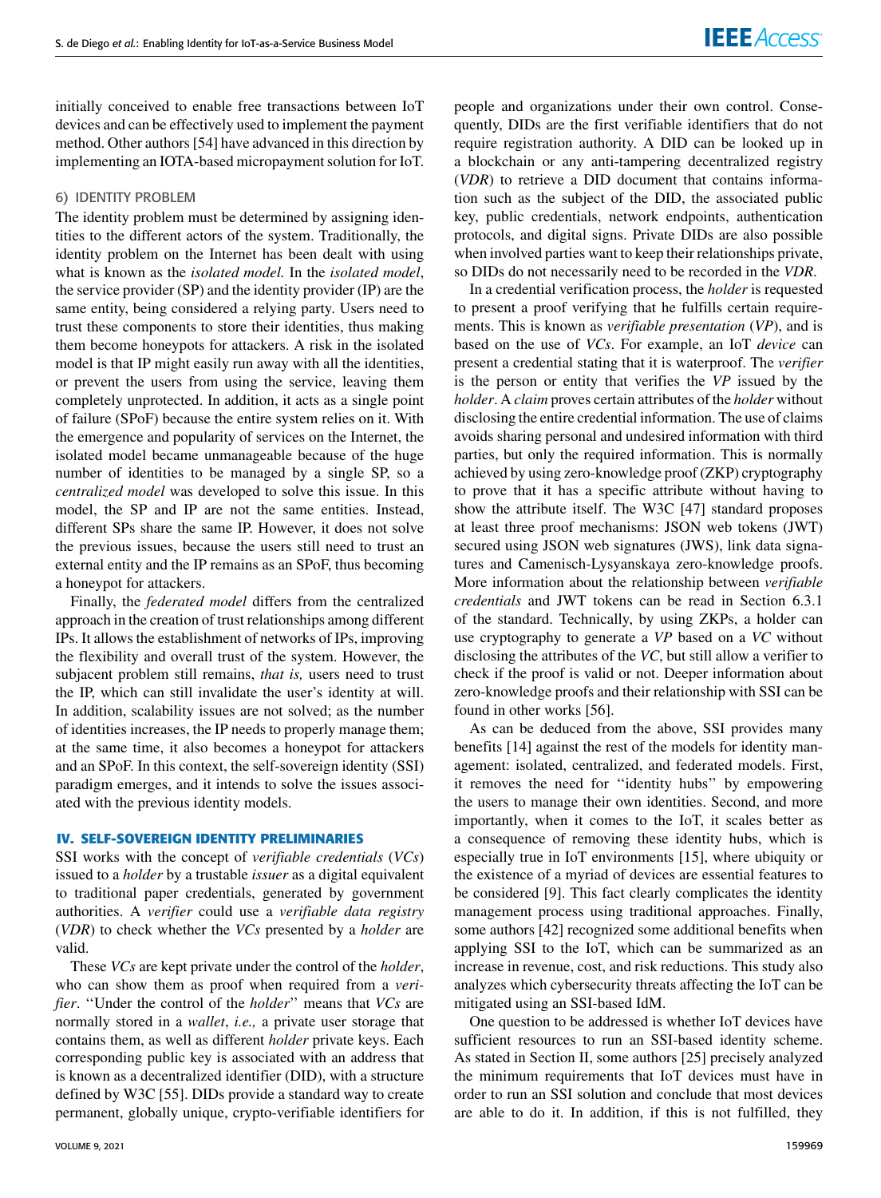initially conceived to enable free transactions between IoT devices and can be effectively used to implement the payment method. Other authors [54] have advanced in this direction by implementing an IOTA-based micropayment solution for IoT.

### 6) IDENTITY PROBLEM

The identity problem must be determined by assigning identities to the different actors of the system. Traditionally, the identity problem on the Internet has been dealt with using what is known as the *isolated model.* In the *isolated model*, the service provider (SP) and the identity provider (IP) are the same entity, being considered a relying party. Users need to trust these components to store their identities, thus making them become honeypots for attackers. A risk in the isolated model is that IP might easily run away with all the identities, or prevent the users from using the service, leaving them completely unprotected. In addition, it acts as a single point of failure (SPoF) because the entire system relies on it. With the emergence and popularity of services on the Internet, the isolated model became unmanageable because of the huge number of identities to be managed by a single SP, so a *centralized model* was developed to solve this issue. In this model, the SP and IP are not the same entities. Instead, different SPs share the same IP. However, it does not solve the previous issues, because the users still need to trust an external entity and the IP remains as an SPoF, thus becoming a honeypot for attackers.

Finally, the *federated model* differs from the centralized approach in the creation of trust relationships among different IPs. It allows the establishment of networks of IPs, improving the flexibility and overall trust of the system. However, the subjacent problem still remains, *that is,* users need to trust the IP, which can still invalidate the user's identity at will. In addition, scalability issues are not solved; as the number of identities increases, the IP needs to properly manage them; at the same time, it also becomes a honeypot for attackers and an SPoF. In this context, the self-sovereign identity (SSI) paradigm emerges, and it intends to solve the issues associated with the previous identity models.

## IV. SELF-SOVEREIGN IDENTITY PRELIMINARIES

SSI works with the concept of *verifiable credentials* (*VCs*) issued to a *holder* by a trustable *issuer* as a digital equivalent to traditional paper credentials, generated by government authorities. A *verifier* could use a *verifiable data registry* (*VDR*) to check whether the *VCs* presented by a *holder* are valid.

These *VCs* are kept private under the control of the *holder*, who can show them as proof when required from a *verifier*. "Under the control of the *holder*" means that *VCs* are normally stored in a *wallet*, *i.e.,* a private user storage that contains them, as well as different *holder* private keys. Each corresponding public key is associated with an address that is known as a decentralized identifier (DID), with a structure defined by W3C [55]. DIDs provide a standard way to create permanent, globally unique, crypto-verifiable identifiers for people and organizations under their own control. Consequently, DIDs are the first verifiable identifiers that do not require registration authority. A DID can be looked up in a blockchain or any anti-tampering decentralized registry (*VDR*) to retrieve a DID document that contains information such as the subject of the DID, the associated public key, public credentials, network endpoints, authentication protocols, and digital signs. Private DIDs are also possible when involved parties want to keep their relationships private, so DIDs do not necessarily need to be recorded in the *VDR*.

In a credential verification process, the *holder* is requested to present a proof verifying that he fulfills certain requirements. This is known as *verifiable presentation* (*VP*), and is based on the use of *VCs*. For example, an IoT *device* can present a credential stating that it is waterproof. The *verifier* is the person or entity that verifies the *VP* issued by the *holder*. A *claim* proves certain attributes of the *holder* without disclosing the entire credential information. The use of claims avoids sharing personal and undesired information with third parties, but only the required information. This is normally achieved by using zero-knowledge proof (ZKP) cryptography to prove that it has a specific attribute without having to show the attribute itself. The W3C [47] standard proposes at least three proof mechanisms: JSON web tokens (JWT) secured using JSON web signatures (JWS), link data signatures and Camenisch-Lysyanskaya zero-knowledge proofs. More information about the relationship between *verifiable credentials* and JWT tokens can be read in Section 6.3.1 of the standard. Technically, by using ZKPs, a holder can use cryptography to generate a *VP* based on a *VC* without disclosing the attributes of the *VC*, but still allow a verifier to check if the proof is valid or not. Deeper information about zero-knowledge proofs and their relationship with SSI can be found in other works [56].

As can be deduced from the above, SSI provides many benefits [14] against the rest of the models for identity management: isolated, centralized, and federated models. First, it removes the need for "identity hubs" by empowering the users to manage their own identities. Second, and more importantly, when it comes to the IoT, it scales better as a consequence of removing these identity hubs, which is especially true in IoT environments [15], where ubiquity or the existence of a myriad of devices are essential features to be considered [9]. This fact clearly complicates the identity management process using traditional approaches. Finally, some authors [42] recognized some additional benefits when applying SSI to the IoT, which can be summarized as an increase in revenue, cost, and risk reductions. This study also analyzes which cybersecurity threats affecting the IoT can be mitigated using an SSI-based IdM.

One question to be addressed is whether IoT devices have sufficient resources to run an SSI-based identity scheme. As stated in Section II, some authors [25] precisely analyzed the minimum requirements that IoT devices must have in order to run an SSI solution and conclude that most devices are able to do it. In addition, if this is not fulfilled, they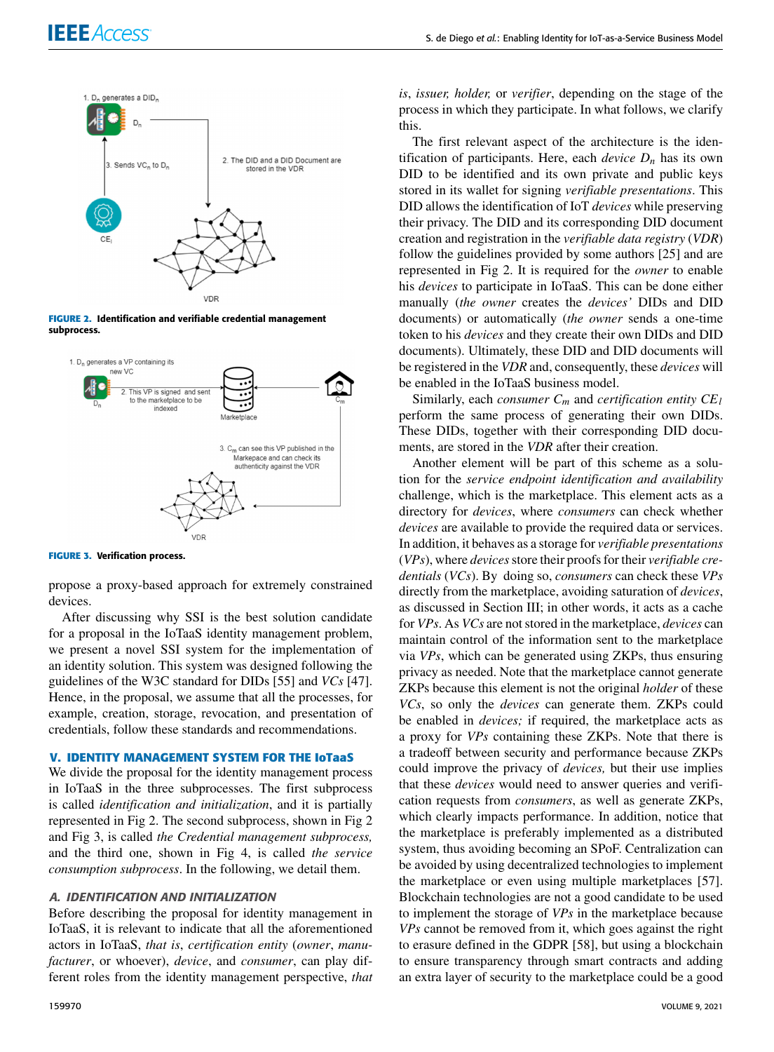FIGURE 2. Identification and verifiable credential management subprocess.

FIGURE 3. Verification process.

propose a proxy-based approach for extremely constrained devices.

After discussing why SSI is the best solution candidate for a proposal in the IoTaaS identity management problem, we present a novel SSI system for the implementation of an identity solution. This system was designed following the guidelines of the W3C standard for DIDs [55] and *VCs* [47]. Hence, in the proposal, we assume that all the processes, for example, creation, storage, revocation, and presentation of credentials, follow these standards and recommendations.

## V. IDENTITY MANAGEMENT SYSTEM FOR THE IoTaaS

We divide the proposal for the identity management process in IoTaaS in the three subprocesses. The first subprocess is called *identification and initialization*, and it is partially represented in Fig 2. The second subprocess, shown in Fig 2 and Fig 3, is called *the Credential management subprocess,* and the third one, shown in Fig 4, is called *the service consumption subprocess*. In the following, we detail them.

### A. IDENTIFICATION AND INITIALIZATION

Before describing the proposal for identity management in IoTaaS, it is relevant to indicate that all the aforementioned actors in IoTaaS, *that is*, *certification entity* (*owner*, *manufacturer*, or whoever), *device*, and *consumer*, can play different roles from the identity management perspective, *that is*, *issuer, holder,* or *verifier*, depending on the stage of the process in which they participate. In what follows, we clarify this.

The first relevant aspect of the architecture is the identification of participants. Here, each *device* $D_n$ has its own DID to be identified and its own private and public keys stored in its wallet for signing *verifiable presentations*. This DID allows the identification of IoT *devices* while preserving their privacy. The DID and its corresponding DID document creation and registration in the *verifiable data registry* (*VDR*) follow the guidelines provided by some authors [25] and are represented in Fig 2. It is required for the *owner* to enable his *devices* to participate in IoTaaS. This can be done either manually (*the owner* creates the *devices'* DIDs and DID documents) or automatically (*the owner* sends a one-time token to his *devices* and they create their own DIDs and DID documents). Ultimately, these DID and DID documents will be registered in the *VDR* and, consequently, these *devices* will be enabled in the IoTaaS business model.

Similarly, each *consumer* $C_m$ and *certification entity* $CE_l$ perform the same process of generating their own DIDs. These DIDs, together with their corresponding DID documents, are stored in the *VDR* after their creation.

Another element will be part of this scheme as a solution for the *service endpoint identification and availability* challenge, which is the marketplace. This element acts as a directory for *devices*, where *consumers* can check whether *devices* are available to provide the required data or services. In addition, it behaves as a storage for *verifiable presentations* (*VPs*), where *devices* store their proofs for their *verifiable credentials* (*VCs*). By doing so, *consumers* can check these *VPs* directly from the marketplace, avoiding saturation of *devices*, as discussed in Section III; in other words, it acts as a cache for *VPs*. As *VCs* are not stored in the marketplace, *devices* can maintain control of the information sent to the marketplace via *VPs*, which can be generated using ZKPs, thus ensuring privacy as needed. Note that the marketplace cannot generate ZKPs because this element is not the original *holder* of these *VCs*, so only the *devices* can generate them. ZKPs could be enabled in *devices;* if required, the marketplace acts as a proxy for *VPs* containing these ZKPs. Note that there is a tradeoff between security and performance because ZKPs could improve the privacy of *devices,* but their use implies that these *devices* would need to answer queries and verification requests from *consumers*, as well as generate ZKPs, which clearly impacts performance. In addition, notice that the marketplace is preferably implemented as a distributed system, thus avoiding becoming an SPoF. Centralization can be avoided by using decentralized technologies to implement the marketplace or even using multiple marketplaces [57]. Blockchain technologies are not a good candidate to be used to implement the storage of *VPs* in the marketplace because *VPs* cannot be removed from it, which goes against the right to erasure defined in the GDPR [58], but using a blockchain to ensure transparency through smart contracts and adding an extra layer of security to the marketplace could be a good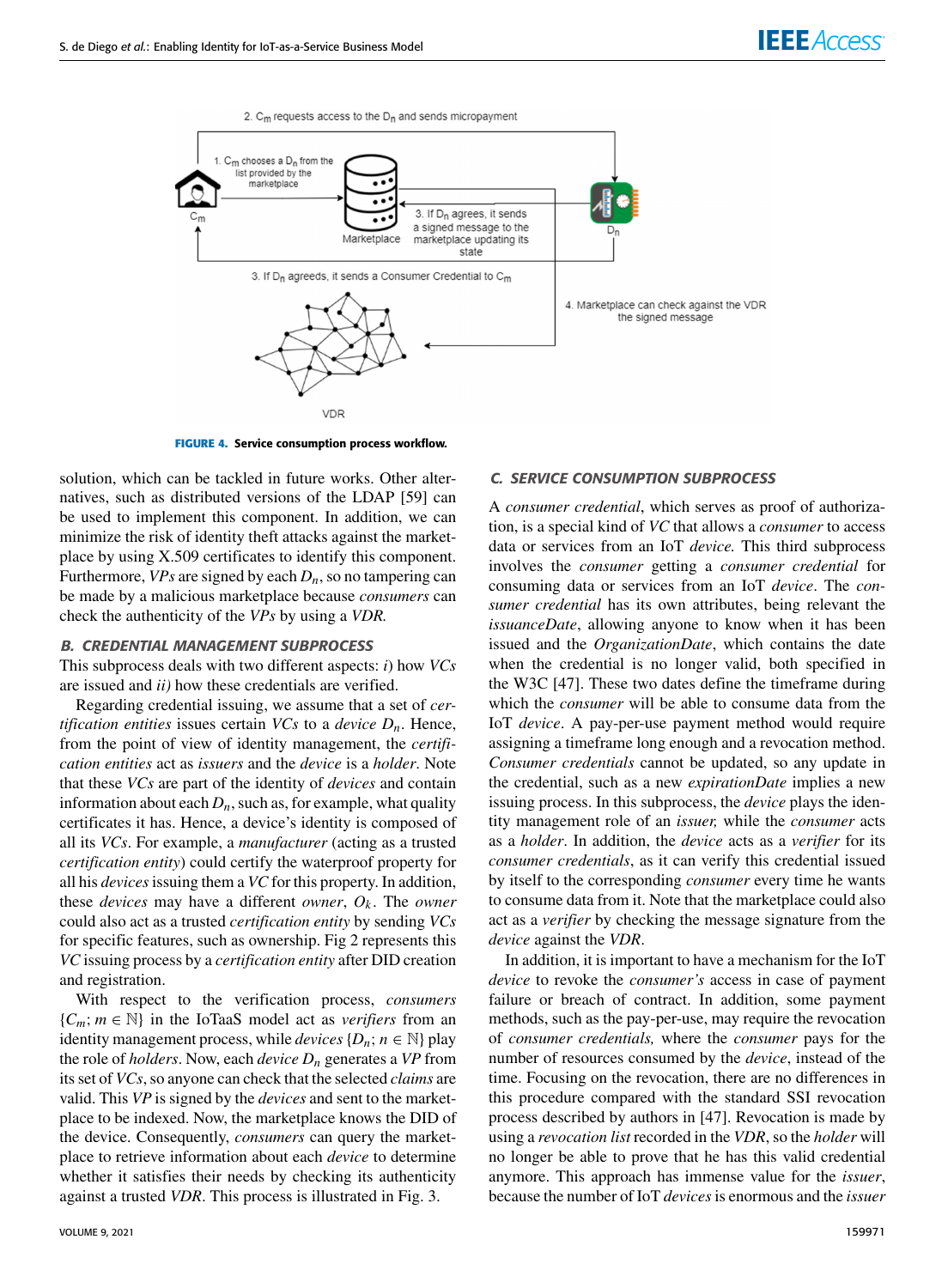FIGURE 4. Service consumption process workflow.

solution, which can be tackled in future works. Other alternatives, such as distributed versions of the LDAP [59] can be used to implement this component. In addition, we can minimize the risk of identity theft attacks against the marketplace by using X.509 certificates to identify this component. Furthermore, *VPs* are signed by each $D_n$, so no tampering can be made by a malicious marketplace because *consumers* can check the authenticity of the *VPs* by using a *VDR*.

### *B. CREDENTIAL MANAGEMENT SUBPROCESS*

This subprocess deals with two different aspects: *i*) how *VCs* are issued and *ii)* how these credentials are verified.

Regarding credential issuing, we assume that a set of *certification entities* issues certain *VCs* to a *device* $D_n$. Hence, from the point of view of identity management, the *certification entities* act as *issuers* and the *device* is a *holder*. Note that these *VCs* are part of the identity of *devices* and contain information about each $D_n$, such as, for example, what quality certificates it has. Hence, a device's identity is composed of all its *VCs*. For example, a *manufacturer* (acting as a trusted *certification entity*) could certify the waterproof property for all his *devices* issuing them a *VC* for this property. In addition, these *devices* may have a different *owner*, $O_k$. The *owner* could also act as a trusted *certification entity* by sending *VCs* for specific features, such as ownership. Fig 2 represents this *VC* issuing process by a *certification entity* after DID creation and registration.

With respect to the verification process, *consumers* $\{C_m; m \in \mathbb{N}\}$ in the IoTaaS model act as *verifiers* from an identity management process, while *devices* $\{D_n; n \in \mathbb{N}\}$ play the role of *holders*. Now, each *device* $D_n$ generates a *VP* from its set of *VCs*, so anyone can check that the selected *claims* are valid. This *VP* is signed by the *devices* and sent to the marketplace to be indexed. Now, the marketplace knows the DID of the device. Consequently, *consumers* can query the marketplace to retrieve information about each *device* to determine whether it satisfies their needs by checking its authenticity against a trusted *VDR*. This process is illustrated in Fig. 3.

### *C. SERVICE CONSUMPTION SUBPROCESS*

A *consumer credential*, which serves as proof of authorization, is a special kind of *VC* that allows a *consumer* to access data or services from an IoT *device.* This third subprocess involves the *consumer* getting a *consumer credential* for consuming data or services from an IoT *device*. The *consumer credential* has its own attributes, being relevant the *issuanceDate*, allowing anyone to know when it has been issued and the *OrganizationDate*, which contains the date when the credential is no longer valid, both specified in the W3C [47]. These two dates define the timeframe during which the *consumer* will be able to consume data from the IoT *device*. A pay-per-use payment method would require assigning a timeframe long enough and a revocation method. *Consumer credentials* cannot be updated, so any update in the credential, such as a new *expirationDate* implies a new issuing process. In this subprocess, the *device* plays the identity management role of an *issuer,* while the *consumer* acts as a *holder*. In addition, the *device* acts as a *verifier* for its *consumer credentials*, as it can verify this credential issued by itself to the corresponding *consumer* every time he wants to consume data from it. Note that the marketplace could also act as a *verifier* by checking the message signature from the *device* against the *VDR*.

In addition, it is important to have a mechanism for the IoT *device* to revoke the *consumer's* access in case of payment failure or breach of contract. In addition, some payment methods, such as the pay-per-use, may require the revocation of *consumer credentials,* where the *consumer* pays for the number of resources consumed by the *device*, instead of the time. Focusing on the revocation, there are no differences in this procedure compared with the standard SSI revocation process described by authors in [47]. Revocation is made by using a *revocation list* recorded in the *VDR*, so the *holder* will no longer be able to prove that he has this valid credential anymore. This approach has immense value for the *issuer*, because the number of IoT *devices* is enormous and the *issuer*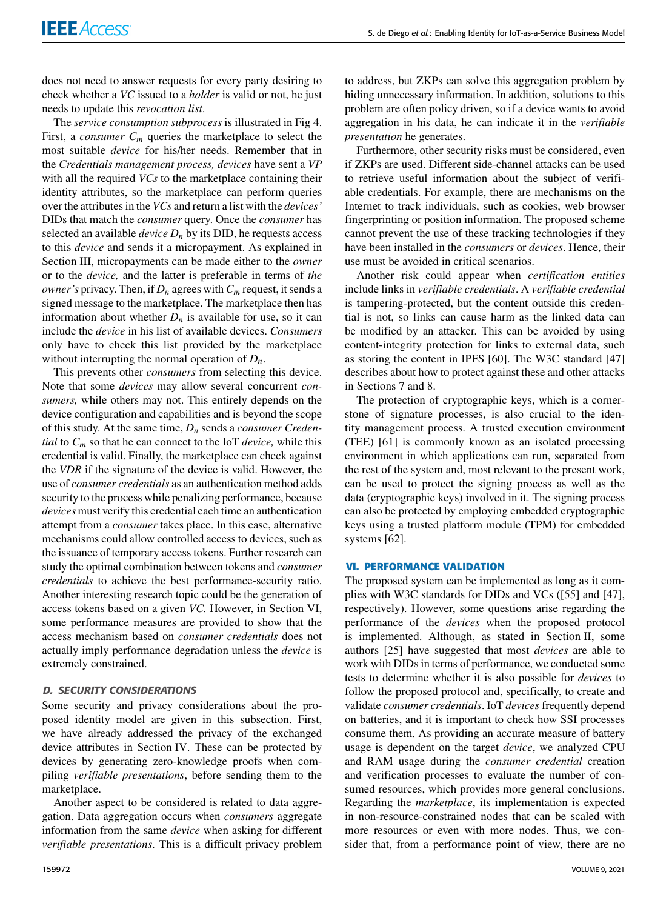does not need to answer requests for every party desiring to check whether a *VC* issued to a *holder* is valid or not, he just needs to update this *revocation list*.

The *service consumption subprocess* is illustrated in Fig 4. First, a *consumer* $C_m$ queries the marketplace to select the most suitable *device* for his/her needs. Remember that in the *Credentials management process, devices* have sent a *VP* with all the required *VCs* to the marketplace containing their identity attributes, so the marketplace can perform queries over the attributes in the *VCs* and return a list with the *devices'* DIDs that match the *consumer* query. Once the *consumer* has selected an available *device* $D_n$ by its DID, he requests access to this *device* and sends it a micropayment. As explained in Section III, micropayments can be made either to the *owner* or to the *device,* and the latter is preferable in terms of *the owner's* privacy. Then, if $D_n$ agrees with $C_m$ request, it sends a signed message to the marketplace. The marketplace then has information about whether $D_n$ is available for use, so it can include the *device* in his list of available devices. *Consumers* only have to check this list provided by the marketplace without interrupting the normal operation of $D_n$.

This prevents other *consumers* from selecting this device. Note that some *devices* may allow several concurrent *consumers,* while others may not. This entirely depends on the device configuration and capabilities and is beyond the scope of this study. At the same time, $D_n$ sends a *consumer Credential* to $C_m$ so that he can connect to the IoT *device,* while this credential is valid. Finally, the marketplace can check against the *VDR* if the signature of the device is valid. However, the use of *consumer credentials* as an authentication method adds security to the process while penalizing performance, because *devices* must verify this credential each time an authentication attempt from a *consumer* takes place. In this case, alternative mechanisms could allow controlled access to devices, such as the issuance of temporary access tokens. Further research can study the optimal combination between tokens and *consumer credentials* to achieve the best performance-security ratio. Another interesting research topic could be the generation of access tokens based on a given *VC.* However, in Section VI, some performance measures are provided to show that the access mechanism based on *consumer credentials* does not actually imply performance degradation unless the *device* is extremely constrained.

### D. SECURITY CONSIDERATIONS

Some security and privacy considerations about the proposed identity model are given in this subsection. First, we have already addressed the privacy of the exchanged device attributes in Section IV. These can be protected by devices by generating zero-knowledge proofs when compiling *verifiable presentations*, before sending them to the marketplace.

Another aspect to be considered is related to data aggregation. Data aggregation occurs when *consumers* aggregate information from the same *device* when asking for different *verifiable presentations*. This is a difficult privacy problem to address, but ZKPs can solve this aggregation problem by hiding unnecessary information. In addition, solutions to this problem are often policy driven, so if a device wants to avoid aggregation in his data, he can indicate it in the *verifiable presentation* he generates.

Furthermore, other security risks must be considered, even if ZKPs are used. Different side-channel attacks can be used to retrieve useful information about the subject of verifiable credentials. For example, there are mechanisms on the Internet to track individuals, such as cookies, web browser fingerprinting or position information. The proposed scheme cannot prevent the use of these tracking technologies if they have been installed in the *consumers* or *devices*. Hence, their use must be avoided in critical scenarios.

Another risk could appear when *certification entities* include links in *verifiable credentials*. A *verifiable credential* is tampering-protected, but the content outside this credential is not, so links can cause harm as the linked data can be modified by an attacker. This can be avoided by using content-integrity protection for links to external data, such as storing the content in IPFS [60]. The W3C standard [47] describes about how to protect against these and other attacks in Sections 7 and 8.

The protection of cryptographic keys, which is a cornerstone of signature processes, is also crucial to the identity management process. A trusted execution environment (TEE) [61] is commonly known as an isolated processing environment in which applications can run, separated from the rest of the system and, most relevant to the present work, can be used to protect the signing process as well as the data (cryptographic keys) involved in it. The signing process can also be protected by employing embedded cryptographic keys using a trusted platform module (TPM) for embedded systems [62].

## VI. PERFORMANCE VALIDATION

The proposed system can be implemented as long as it complies with W3C standards for DIDs and VCs ([55] and [47], respectively). However, some questions arise regarding the performance of the *devices* when the proposed protocol is implemented. Although, as stated in Section II, some authors [25] have suggested that most *devices* are able to work with DIDs in terms of performance, we conducted some tests to determine whether it is also possible for *devices* to follow the proposed protocol and, specifically, to create and validate *consumer credentials*. IoT *devices* frequently depend on batteries, and it is important to check how SSI processes consume them. As providing an accurate measure of battery usage is dependent on the target *device*, we analyzed CPU and RAM usage during the *consumer credential* creation and verification processes to evaluate the number of consumed resources, which provides more general conclusions. Regarding the *marketplace*, its implementation is expected in non-resource-constrained nodes that can be scaled with more resources or even with more nodes. Thus, we consider that, from a performance point of view, there are no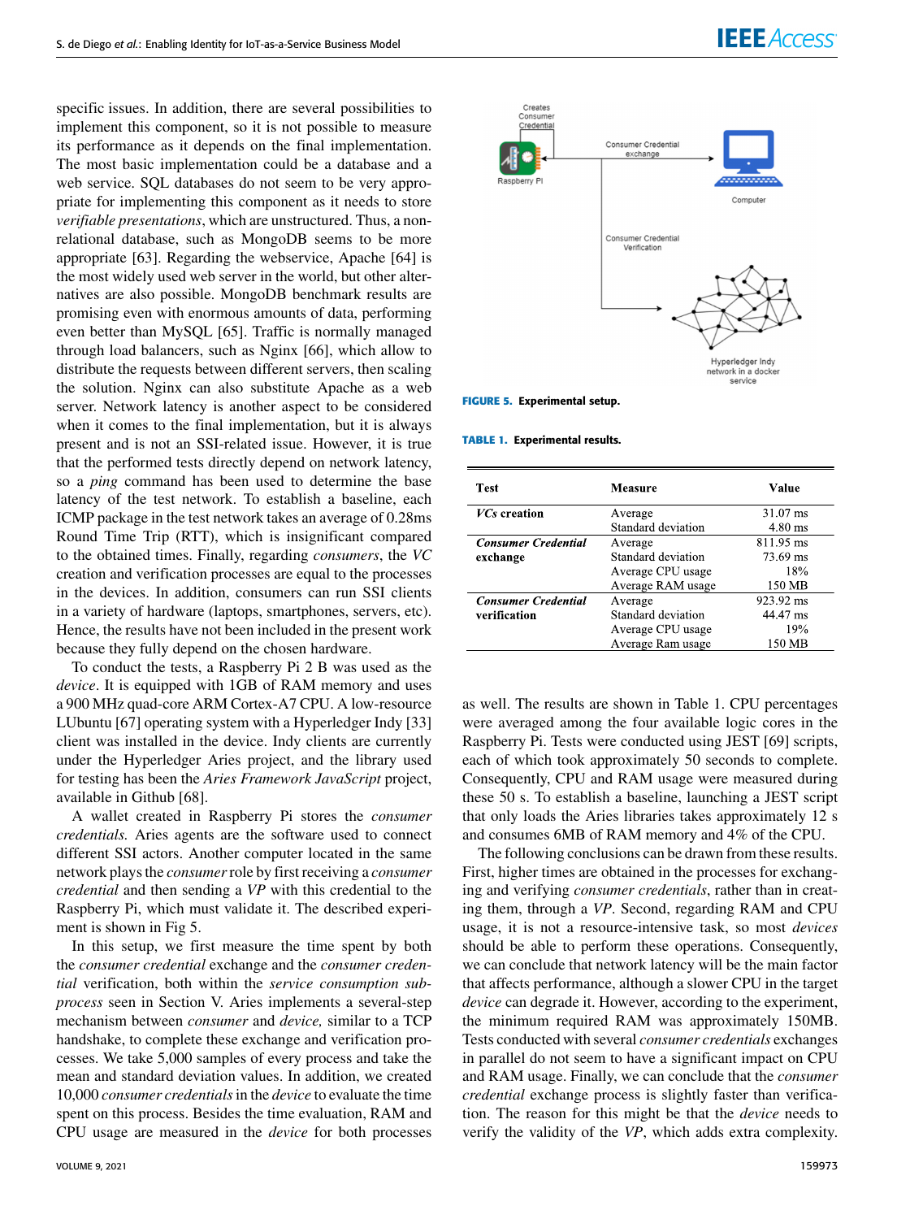specific issues. In addition, there are several possibilities to implement this component, so it is not possible to measure its performance as it depends on the final implementation. The most basic implementation could be a database and a web service. SQL databases do not seem to be very appropriate for implementing this component as it needs to store *verifiable presentations*, which are unstructured. Thus, a non-relational database, such as MongoDB seems to be more appropriate [63]. Regarding the webservice, Apache [64] is the most widely used web server in the world, but other alternatives are also possible. MongoDB benchmark results are promising even with enormous amounts of data, performing even better than MySQL [65]. Traffic is normally managed through load balancers, such as Nginx [66], which allow to distribute the requests between different servers, then scaling the solution. Nginx can also substitute Apache as a web server. Network latency is another aspect to be considered when it comes to the final implementation, but it is always present and is not an SSI-related issue. However, it is true that the performed tests directly depend on network latency, so a *ping* command has been used to determine the base latency of the test network. To establish a baseline, each ICMP package in the test network takes an average of 0.28ms Round Time Trip (RTT), which is insignificant compared to the obtained times. Finally, regarding *consumers*, the *VC* creation and verification processes are equal to the processes in the devices. In addition, consumers can run SSI clients in a variety of hardware (laptops, smartphones, servers, etc). Hence, the results have not been included in the present work because they fully depend on the chosen hardware.

To conduct the tests, a Raspberry Pi 2 B was used as the *device*. It is equipped with 1GB of RAM memory and uses a 900 MHz quad-core ARM Cortex-A7 CPU. A low-resource LUbuntu [67] operating system with a Hyperledger Indy [33] client was installed in the device. Indy clients are currently under the Hyperledger Aries project, and the library used for testing has been the *Aries Framework JavaScript* project, available in Github [68].

A wallet created in Raspberry Pi stores the *consumer credentials.* Aries agents are the software used to connect different SSI actors. Another computer located in the same network plays the *consumer* role by first receiving a *consumer credential* and then sending a *VP* with this credential to the Raspberry Pi, which must validate it. The described experiment is shown in Fig 5.

In this setup, we first measure the time spent by both the *consumer credential* exchange and the *consumer credential* verification, both within the *service consumption subprocess* seen in Section V. Aries implements a several-step mechanism between *consumer* and *device,* similar to a TCP handshake, to complete these exchange and verification processes. We take 5,000 samples of every process and take the mean and standard deviation values. In addition, we created 10,000 *consumer credentials* in the *device* to evaluate the time spent on this process. Besides the time evaluation, RAM and CPU usage are measured in the *device* for both processes

**FIGURE 5.** Experimental setup.

**TABLE 1.** Experimental results.

| Test | Measure | Value |
|---|---|---|
| ***VCs* creation** | Average | 31.07 ms |
| | Standard deviation | 4.80 ms |
| ***Consumer Credential* exchange** | Average | 811.95 ms |
| | Standard deviation | 73.69 ms |
| | Average CPU usage | 18% |
| | Average RAM usage | 150 MB |
| ***Consumer Credential* verification** | Average | 923.92 ms |
| | Standard deviation | 44.47 ms |
| | Average CPU usage | 19% |
| | Average Ram usage | 150 MB |

as well. The results are shown in Table 1. CPU percentages were averaged among the four available logic cores in the Raspberry Pi. Tests were conducted using JEST [69] scripts, each of which took approximately 50 seconds to complete. Consequently, CPU and RAM usage were measured during these 50 s. To establish a baseline, launching a JEST script that only loads the Aries libraries takes approximately 12 s and consumes 6MB of RAM memory and 4% of the CPU.

The following conclusions can be drawn from these results. First, higher times are obtained in the processes for exchanging and verifying *consumer credentials*, rather than in creating them, through a *VP*. Second, regarding RAM and CPU usage, it is not a resource-intensive task, so most *devices* should be able to perform these operations. Consequently, we can conclude that network latency will be the main factor that affects performance, although a slower CPU in the target *device* can degrade it. However, according to the experiment, the minimum required RAM was approximately 150MB. Tests conducted with several *consumer credentials* exchanges in parallel do not seem to have a significant impact on CPU and RAM usage. Finally, we can conclude that the *consumer credential* exchange process is slightly faster than verification. The reason for this might be that the *device* needs to verify the validity of the *VP*, which adds extra complexity.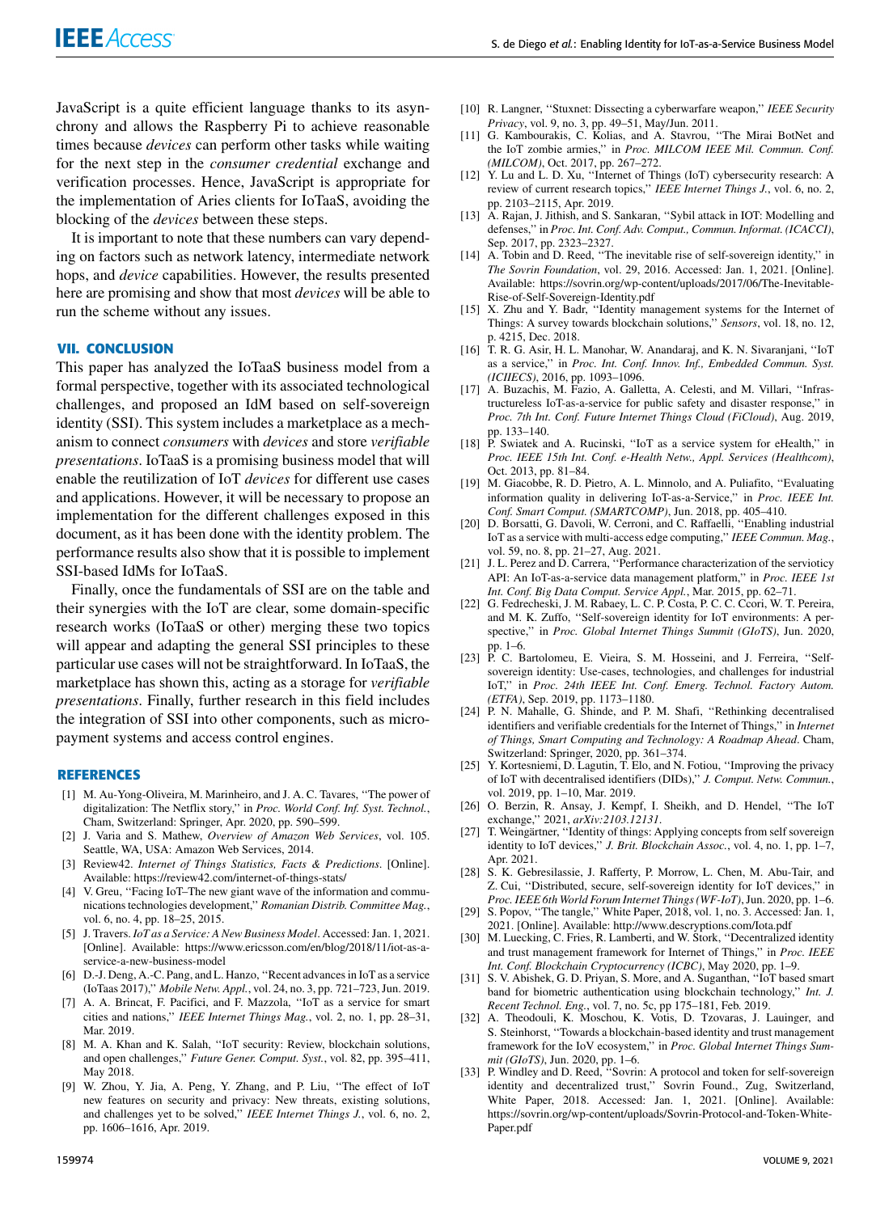JavaScript is a quite efficient language thanks to its asynchrony and allows the Raspberry Pi to achieve reasonable times because *devices* can perform other tasks while waiting for the next step in the *consumer credential* exchange and verification processes. Hence, JavaScript is appropriate for the implementation of Aries clients for IoTaaS, avoiding the blocking of the *devices* between these steps.

It is important to note that these numbers can vary depending on factors such as network latency, intermediate network hops, and *device* capabilities. However, the results presented here are promising and show that most *devices* will be able to run the scheme without any issues.

## VII. CONCLUSION

This paper has analyzed the IoTaaS business model from a formal perspective, together with its associated technological challenges, and proposed an IdM based on self-sovereign identity (SSI). This system includes a marketplace as a mechanism to connect *consumers* with *devices* and store *verifiable presentations*. IoTaaS is a promising business model that will enable the reutilization of IoT *devices* for different use cases and applications. However, it will be necessary to propose an implementation for the different challenges exposed in this document, as it has been done with the identity problem. The performance results also show that it is possible to implement SSI-based IdMs for IoTaaS.

Finally, once the fundamentals of SSI are on the table and their synergies with the IoT are clear, some domain-specific research works (IoTaaS or other) merging these two topics will appear and adapting the general SSI principles to these particular use cases will not be straightforward. In IoTaaS, the marketplace has shown this, acting as a storage for *verifiable presentations*. Finally, further research in this field includes the integration of SSI into other components, such as micropayment systems and access control engines.

## REFERENCES

[1] M. Au-Yong-Oliveira, M. Marinheiro, and J. A. C. Tavares, ''The power of digitalization: The Netflix story,'' in *Proc. World Conf. Inf. Syst. Technol.*, Cham, Switzerland: Springer, Apr. 2020, pp. 590–599.

[2] J. Varia and S. Mathew, *Overview of Amazon Web Services*, vol. 105. Seattle, WA, USA: Amazon Web Services, 2014.

[3] Review42. *Internet of Things Statistics, Facts & Predictions*. [Online]. Available: https://review42.com/internet-of-things-stats/

[4] V. Greu, ''Facing IoT–The new giant wave of the information and communications technologies development,'' *Romanian Distrib. Committee Mag.*, vol. 6, no. 4, pp. 18–25, 2015.

[5] J. Travers. *IoT as a Service: A New Business Model*. Accessed: Jan. 1, 2021. [Online]. Available: https://www.ericsson.com/en/blog/2018/11/iot-as-a-service-a-new-business-model

[6] D.-J. Deng, A.-C. Pang, and L. Hanzo, ''Recent advances in IoT as a service (IoTaas 2017),'' *Mobile Netw. Appl.*, vol. 24, no. 3, pp. 721–723, Jun. 2019.

[7] A. A. Brincat, F. Pacifici, and F. Mazzola, ''IoT as a service for smart cities and nations,'' *IEEE Internet Things Mag.*, vol. 2, no. 1, pp. 28–31, Mar. 2019.

[8] M. A. Khan and K. Salah, ''IoT security: Review, blockchain solutions, and open challenges,'' *Future Gener. Comput. Syst.*, vol. 82, pp. 395–411, May 2018.

[9] W. Zhou, Y. Jia, A. Peng, Y. Zhang, and P. Liu, ''The effect of IoT new features on security and privacy: New threats, existing solutions, and challenges yet to be solved,'' *IEEE Internet Things J.*, vol. 6, no. 2, pp. 1606–1616, Apr. 2019.

[10] R. Langner, ''Stuxnet: Dissecting a cyberwarfare weapon,'' *IEEE Security Privacy*, vol. 9, no. 3, pp. 49–51, May/Jun. 2011.

[11] G. Kambourakis, C. Kolias, and A. Stavrou, ''The Mirai BotNet and the IoT zombie armies,'' in *Proc. MILCOM IEEE Mil. Commun. Conf. (MILCOM)*, Oct. 2017, pp. 267–272.

[12] Y. Lu and L. D. Xu, ''Internet of Things (IoT) cybersecurity research: A review of current research topics,'' *IEEE Internet Things J.*, vol. 6, no. 2, pp. 2103–2115, Apr. 2019.

[13] A. Rajan, J. Jithish, and S. Sankaran, ''Sybil attack in IOT: Modelling and defenses,'' in *Proc. Int. Conf. Adv. Comput., Commun. Informat. (ICACCI)*, Sep. 2017, pp. 2323–2327.

[14] A. Tobin and D. Reed, ''The inevitable rise of self-sovereign identity,'' in *The Sovrin Foundation*, vol. 29, 2016. Accessed: Jan. 1, 2021. [Online]. Available: https://sovrin.org/wp-content/uploads/2017/06/The-Inevitable-Rise-of-Self-Sovereign-Identity.pdf

[15] X. Zhu and Y. Badr, ''Identity management systems for the Internet of Things: A survey towards blockchain solutions,'' *Sensors*, vol. 18, no. 12, p. 4215, Dec. 2018.

[16] T. R. G. Asir, H. L. Manohar, W. Anandaraj, and K. N. Sivaranjani, ''IoT as a service,'' in *Proc. Int. Conf. Innov. Inf., Embedded Commun. Syst. (ICIIECS)*, 2016, pp. 1093–1096.

[17] A. Buzachis, M. Fazio, A. Galletta, A. Celesti, and M. Villari, ''Infrastructureless IoT-as-a-service for public safety and disaster response,'' in *Proc. 7th Int. Conf. Future Internet Things Cloud (FiCloud)*, Aug. 2019, pp. 133–140.

[18] P. Swiatek and A. Rucinski, ''IoT as a service system for eHealth,'' in *Proc. IEEE 15th Int. Conf. e-Health Netw., Appl. Services (Healthcom)*, Oct. 2013, pp. 81–84.

[19] M. Giacobbe, R. D. Pietro, A. L. Minnolo, and A. Puliafito, ''Evaluating information quality in delivering IoT-as-a-Service,'' in *Proc. IEEE Int. Conf. Smart Comput. (SMARTCOMP)*, Jun. 2018, pp. 405–410.

[20] D. Borsatti, G. Davoli, W. Cerroni, and C. Raffaelli, ''Enabling industrial IoT as a service with multi-access edge computing,'' *IEEE Commun. Mag.*, vol. 59, no. 8, pp. 21–27, Aug. 2021.

[21] J. L. Perez and D. Carrera, ''Performance characterization of the servioticy API: An IoT-as-a-service data management platform,'' in *Proc. IEEE 1st Int. Conf. Big Data Comput. Service Appl.*, Mar. 2015, pp. 62–71.

[22] G. Fedrecheski, J. M. Rabaey, L. C. P. Costa, P. C. C. Ccori, W. T. Pereira, and M. K. Zuffo, ''Self-sovereign identity for IoT environments: A perspective,'' in *Proc. Global Internet Things Summit (GIoTS)*, Jun. 2020, pp. 1–6.

[23] P. C. Bartolomeu, E. Vieira, S. M. Hosseini, and J. Ferreira, ''Self-sovereign identity: Use-cases, technologies, and challenges for industrial IoT,'' in *Proc. 24th IEEE Int. Conf. Emerg. Technol. Factory Autom. (ETFA)*, Sep. 2019, pp. 1173–1180.

[24] P. N. Mahalle, G. Shinde, and P. M. Shafi, ''Rethinking decentralised identifiers and verifiable credentials for the Internet of Things,'' in *Internet of Things, Smart Computing and Technology: A Roadmap Ahead*. Cham, Switzerland: Springer, 2020, pp. 361–374.

[25] Y. Kortesniemi, D. Lagutin, T. Elo, and N. Fotiou, ''Improving the privacy of IoT with decentralised identifiers (DIDs),'' *J. Comput. Netw. Commun.*, vol. 2019, pp. 1–10, Mar. 2019.

[26] O. Berzin, R. Ansay, J. Kempf, I. Sheikh, and D. Hendel, ''The IoT exchange,'' 2021, *arXiv:2103.12131*.

[27] T. Weingärtner, ''Identity of things: Applying concepts from self sovereign identity to IoT devices,'' *J. Brit. Blockchain Assoc.*, vol. 4, no. 1, pp. 1–7, Apr. 2021.

[28] S. K. Gebresilassie, J. Rafferty, P. Morrow, L. Chen, M. Abu-Tair, and Z. Cui, ''Distributed, secure, self-sovereign identity for IoT devices,'' in *Proc. IEEE 6th World Forum Internet Things (WF-IoT)*, Jun. 2020, pp. 1–6.

[29] S. Popov, ''The tangle,'' White Paper, 2018, vol. 1, no. 3. Accessed: Jan. 1, 2021. [Online]. Available: http://www.descryptions.com/Iota.pdf

[30] M. Luecking, C. Fries, R. Lamberti, and W. Stork, ''Decentralized identity and trust management framework for Internet of Things,'' in *Proc. IEEE Int. Conf. Blockchain Cryptocurrency (ICBC)*, May 2020, pp. 1–9.

[31] S. V. Abishek, G. D. Priyan, S. More, and A. Suganthan, ''IoT based smart band for biometric authentication using blockchain technology,'' *Int. J. Recent Technol. Eng.*, vol. 7, no. 5c, pp 175–181, Feb. 2019.

[32] A. Theodouli, K. Moschou, K. Votis, D. Tzovaras, J. Lauinger, and S. Steinhorst, ''Towards a blockchain-based identity and trust management framework for the IoV ecosystem,'' in *Proc. Global Internet Things Summit (GIoTS)*, Jun. 2020, pp. 1–6.

[33] P. Windley and D. Reed, ''Sovrin: A protocol and token for self-sovereign identity and decentralized trust,'' Sovrin Found., Zug, Switzerland, White Paper, 2018. Accessed: Jan. 1, 2021. [Online]. Available: https://sovrin.org/wp-content/uploads/Sovrin-Protocol-and-Token-White-Paper.pdf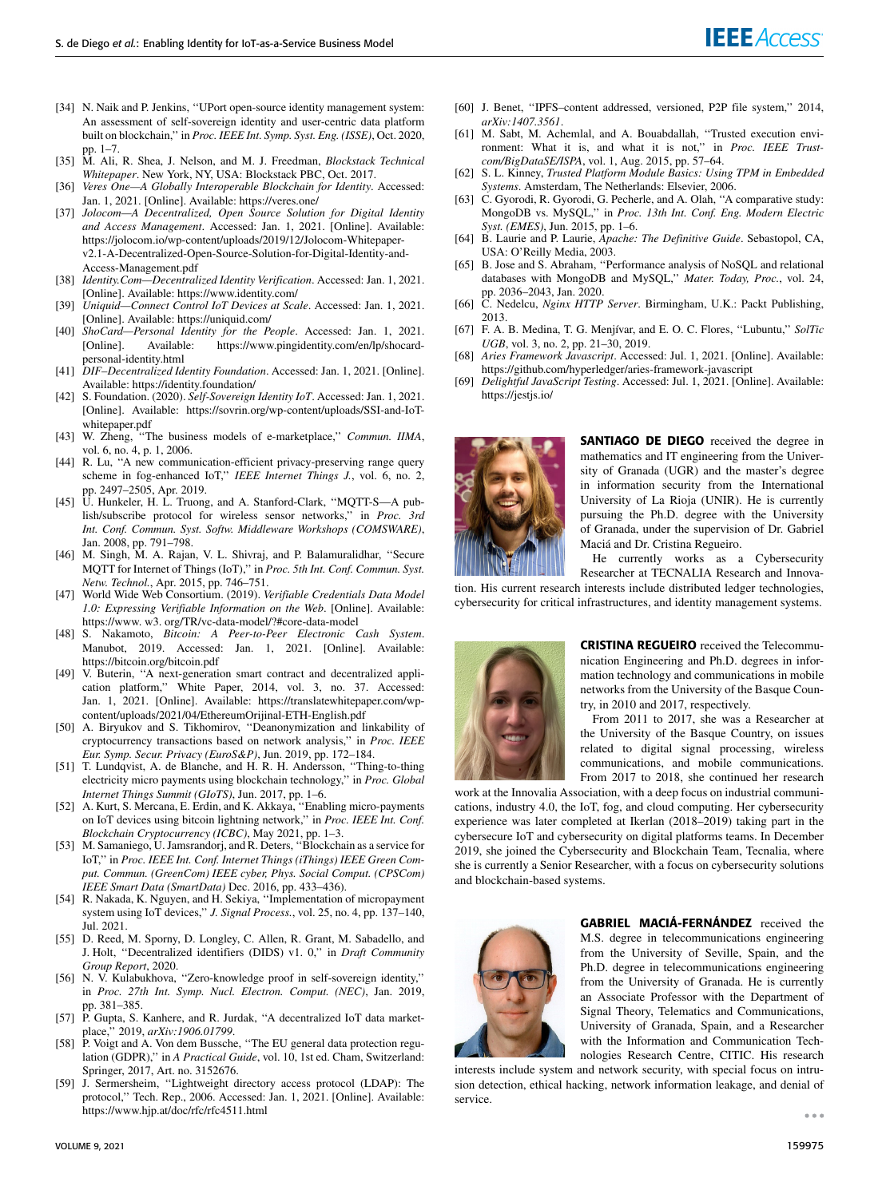[34] N. Naik and P. Jenkins, "UPort open-source identity management system: An assessment of self-sovereign identity and user-centric data platform built on blockchain," in *Proc. IEEE Int. Symp. Syst. Eng. (ISSE)*, Oct. 2020, pp. 1–7.

[35] M. Ali, R. Shea, J. Nelson, and M. J. Freedman, *Blockstack Technical Whitepaper*. New York, NY, USA: Blockstack PBC, Oct. 2017.

[36] *Veres One—A Globally Interoperable Blockchain for Identity*. Accessed: Jan. 1, 2021. [Online]. Available: https://veres.one/

[37] *Jolocom—A Decentralized, Open Source Solution for Digital Identity and Access Management*. Accessed: Jan. 1, 2021. [Online]. Available: https://jolocom.io/wp-content/uploads/2019/12/Jolocom-Whitepaper-v2.1-A-Decentralized-Open-Source-Solution-for-Digital-Identity-and-Access-Management.pdf

[38] *Identity.Com—Decentralized Identity Verification*. Accessed: Jan. 1, 2021. [Online]. Available: https://www.identity.com/

[39] *Uniquid—Connect Control IoT Devices at Scale*. Accessed: Jan. 1, 2021. [Online]. Available: https://uniquid.com/

[40] *ShoCard—Personal Identity for the People*. Accessed: Jan. 1, 2021. [Online]. Available: https://www.pingidentity.com/en/lp/shocard-personal-identity.html

[41] *DIF–Decentralized Identity Foundation*. Accessed: Jan. 1, 2021. [Online]. Available: https://identity.foundation/

[42] S. Foundation. (2020). *Self-Sovereign Identity IoT*. Accessed: Jan. 1, 2021. [Online]. Available: https://sovrin.org/wp-content/uploads/SSI-and-IoT-whitepaper.pdf

[43] W. Zheng, "The business models of e-marketplace," *Commun. IIMA*, vol. 6, no. 4, p. 1, 2006.

[44] R. Lu, "A new communication-efficient privacy-preserving range query scheme in fog-enhanced IoT," *IEEE Internet Things J.*, vol. 6, no. 2, pp. 2497–2505, Apr. 2019.

[45] U. Hunkeler, H. L. Truong, and A. Stanford-Clark, "MQTT-S—A publish/subscribe protocol for wireless sensor networks," in *Proc. 3rd Int. Conf. Commun. Syst. Softw. Middleware Workshops (COMSWARE)*, Jan. 2008, pp. 791–798.

[46] M. Singh, M. A. Rajan, V. L. Shivraj, and P. Balamuralidhar, "Secure MQTT for Internet of Things (IoT)," in *Proc. 5th Int. Conf. Commun. Syst. Netw. Technol.*, Apr. 2015, pp. 746–751.

[47] World Wide Web Consortium. (2019). *Verifiable Credentials Data Model 1.0: Expressing Verifiable Information on the Web*. [Online]. Available: https://www. w3. org/TR/vc-data-model/?#core-data-model

[48] S. Nakamoto, *Bitcoin: A Peer-to-Peer Electronic Cash System*. Manubot, 2019. Accessed: Jan. 1, 2021. [Online]. Available: https://bitcoin.org/bitcoin.pdf

[49] V. Buterin, "A next-generation smart contract and decentralized application platform," White Paper, 2014, vol. 3, no. 37. Accessed: Jan. 1, 2021. [Online]. Available: https://translatewhitepaper.com/wp-content/uploads/2021/04/EthereumOrijinal-ETH-English.pdf

[50] A. Biryukov and S. Tikhomirov, "Deanonymization and linkability of cryptocurrency transactions based on network analysis," in *Proc. IEEE Eur. Symp. Secur. Privacy (EuroS&P)*, Jun. 2019, pp. 172–184.

[51] T. Lundqvist, A. de Blanche, and H. R. H. Andersson, "Thing-to-thing electricity micro payments using blockchain technology," in *Proc. Global Internet Things Summit (GIoTS)*, Jun. 2017, pp. 1–6.

[52] A. Kurt, S. Mercana, E. Erdin, and K. Akkaya, "Enabling micro-payments on IoT devices using bitcoin lightning network," in *Proc. IEEE Int. Conf. Blockchain Cryptocurrency (ICBC)*, May 2021, pp. 1–3.

[53] M. Samaniego, U. Jamsrandorj, and R. Deters, "Blockchain as a service for IoT," in *Proc. IEEE Int. Conf. Internet Things (iThings) IEEE Green Comput. Commun. (GreenCom) IEEE cyber, Phys. Social Comput. (CPSCom) IEEE Smart Data (SmartData)* Dec. 2016, pp. 433–436).

[54] R. Nakada, K. Nguyen, and H. Sekiya, "Implementation of micropayment system using IoT devices," *J. Signal Process.*, vol. 25, no. 4, pp. 137–140, Jul. 2021.

[55] D. Reed, M. Sporny, D. Longley, C. Allen, R. Grant, M. Sabadello, and J. Holt, "Decentralized identifiers (DIDS) v1. 0," in *Draft Community Group Report*, 2020.

[56] N. V. Kulabukhova, "Zero-knowledge proof in self-sovereign identity," in *Proc. 27th Int. Symp. Nucl. Electron. Comput. (NEC)*, Jan. 2019, pp. 381–385.

[57] P. Gupta, S. Kanhere, and R. Jurdak, "A decentralized IoT data marketplace," 2019, *arXiv:1906.01799*.

[58] P. Voigt and A. Von dem Bussche, "The EU general data protection regulation (GDPR)," in *A Practical Guide*, vol. 10, 1st ed. Cham, Switzerland: Springer, 2017, Art. no. 3152676.

[59] J. Sermersheim, "Lightweight directory access protocol (LDAP): The protocol," Tech. Rep., 2006. Accessed: Jan. 1, 2021. [Online]. Available: https://www.hjp.at/doc/rfc/rfc4511.html

[60] J. Benet, "IPFS–content addressed, versioned, P2P file system," 2014, *arXiv:1407.3561*.

[61] M. Sabt, M. Achemlal, and A. Bouabdallah, "Trusted execution environment: What it is, and what it is not," in *Proc. IEEE Trustcom/BigDataSE/ISPA*, vol. 1, Aug. 2015, pp. 57–64.

[62] S. L. Kinney, *Trusted Platform Module Basics: Using TPM in Embedded Systems*. Amsterdam, The Netherlands: Elsevier, 2006.

[63] C. Gyorodi, R. Gyorodi, G. Pecherle, and A. Olah, "A comparative study: MongoDB vs. MySQL," in *Proc. 13th Int. Conf. Eng. Modern Electric Syst. (EMES)*, Jun. 2015, pp. 1–6.

[64] B. Laurie and P. Laurie, *Apache: The Definitive Guide*. Sebastopol, CA, USA: O'Reilly Media, 2003.

[65] B. Jose and S. Abraham, "Performance analysis of NoSQL and relational databases with MongoDB and MySQL," *Mater. Today, Proc.*, vol. 24, pp. 2036–2043, Jan. 2020.

[66] C. Nedelcu, *Nginx HTTP Server*. Birmingham, U.K.: Packt Publishing, 2013.

[67] F. A. B. Medina, T. G. Menjívar, and E. O. C. Flores, "Lubuntu," *SolTic UGB*, vol. 3, no. 2, pp. 21–30, 2019.

[68] *Aries Framework Javascript*. Accessed: Jul. 1, 2021. [Online]. Available: https://github.com/hyperledger/aries-framework-javascript

[69] *Delightful JavaScript Testing*. Accessed: Jul. 1, 2021. [Online]. Available: https://jestjs.io/

**SANTIAGO DE DIEGO** received the degree in mathematics and IT engineering from the University of Granada (UGR) and the master's degree in information security from the International University of La Rioja (UNIR). He is currently pursuing the Ph.D. degree with the University of Granada, under the supervision of Dr. Gabriel Maciá and Dr. Cristina Regueiro.

He currently works as a Cybersecurity Researcher at TECNALIA Research and Innovation. His current research interests include distributed ledger technologies, cybersecurity for critical infrastructures, and identity management systems.

**CRISTINA REGUEIRO** received the Telecommunication Engineering and Ph.D. degrees in information technology and communications in mobile networks from the University of the Basque Country, in 2010 and 2017, respectively.

From 2011 to 2017, she was a Researcher at the University of the Basque Country, on issues related to digital signal processing, wireless communications, and mobile communications. From 2017 to 2018, she continued her research work at the Innovalia Association, with a deep focus on industrial communications, industry 4.0, the IoT, fog, and cloud computing. Her cybersecurity experience was later completed at Ikerlan (2018–2019) taking part in the cybersecure IoT and cybersecurity on digital platforms teams. In December 2019, she joined the Cybersecurity and Blockchain Team, Tecnalia, where she is currently a Senior Researcher, with a focus on cybersecurity solutions and blockchain-based systems.

**GABRIEL MACIÁ-FERNÁNDEZ** received the M.S. degree in telecommunications engineering from the University of Seville, Spain, and the Ph.D. degree in telecommunications engineering from the University of Granada. He is currently an Associate Professor with the Department of Signal Theory, Telematics and Communications, University of Granada, Spain, and a Researcher with the Information and Communication Technologies Research Centre, CITIC. His research interests include system and network security, with special focus on intrusion detection, ethical hacking, network information leakage, and denial of service.